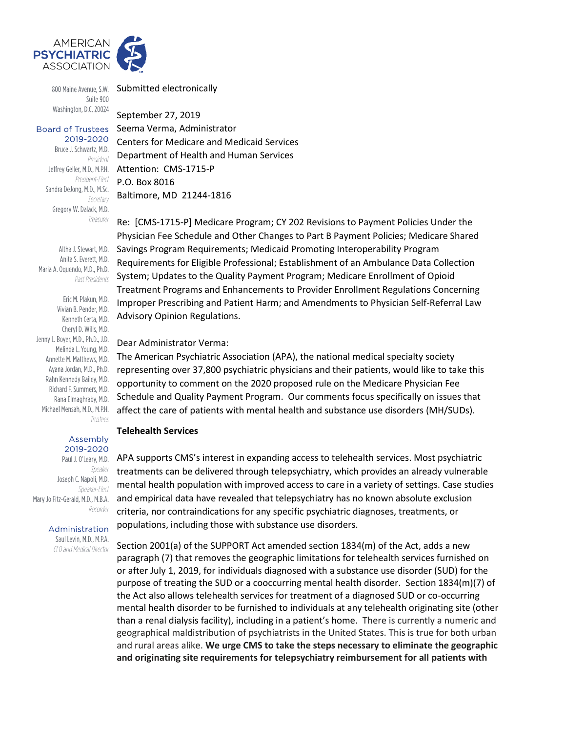AMERICAN PSYCHIATRIC ASSOCIATION

800 Maine Avenue, S.W.
Suite 900
Washington, D.C. 20024

**Board of Trustees 2019-2020**

Bruce J. Schwartz, M.D.
*President*
Jeffrey Geller, M.D., M.P.H.
*President-Elect*
Sandra DeJong, M.D., M.Sc.
*Secretary*
Gregory W. Dalack, M.D.
*Treasurer*

Altha J. Stewart, M.D.
Anita S. Everett, M.D.
Maria A. Oquendo, M.D., Ph.D.
*Past Presidents*

Eric M. Plakun, M.D.
Vivian B. Pender, M.D.
Kenneth Certa, M.D.
Cheryl D. Wills, M.D.
Jenny L. Boyer, M.D., Ph.D., J.D.
Melinda L. Young, M.D.
Annette M. Matthews, M.D.
Ayana Jordan, M.D., Ph.D.
Rahn Kennedy Bailey, M.D.
Richard F. Summers, M.D.
Rana Elmaghraby, M.D.
Michael Mensah, M.D., M.P.H.
*Trustees*

**Assembly 2019-2020**

Paul J. O'Leary, M.D.
*Speaker*
Joseph C. Napoli, M.D.
*Speaker-Elect*
Mary Jo Fitz-Gerald, M.D., M.B.A.
*Recorder*

**Administration**

Saul Levin, M.D., M.P.A.
*CEO and Medical Director*

Submitted electronically

September 27, 2019

Seema Verma, Administrator
Centers for Medicare and Medicaid Services
Department of Health and Human Services
Attention: CMS-1715-P
P.O. Box 8016
Baltimore, MD 21244-1816

Re: [CMS-1715-P] Medicare Program; CY 202 Revisions to Payment Policies Under the Physician Fee Schedule and Other Changes to Part B Payment Policies; Medicare Shared Savings Program Requirements; Medicaid Promoting Interoperability Program Requirements for Eligible Professional; Establishment of an Ambulance Data Collection System; Updates to the Quality Payment Program; Medicare Enrollment of Opioid Treatment Programs and Enhancements to Provider Enrollment Regulations Concerning Improper Prescribing and Patient Harm; and Amendments to Physician Self-Referral Law Advisory Opinion Regulations.

Dear Administrator Verma:

The American Psychiatric Association (APA), the national medical specialty society representing over 37,800 psychiatric physicians and their patients, would like to take this opportunity to comment on the 2020 proposed rule on the Medicare Physician Fee Schedule and Quality Payment Program. Our comments focus specifically on issues that affect the care of patients with mental health and substance use disorders (MH/SUDs).

**Telehealth Services**

APA supports CMS's interest in expanding access to telehealth services. Most psychiatric treatments can be delivered through telepsychiatry, which provides an already vulnerable mental health population with improved access to care in a variety of settings. Case studies and empirical data have revealed that telepsychiatry has no known absolute exclusion criteria, nor contraindications for any specific psychiatric diagnoses, treatments, or populations, including those with substance use disorders.

Section 2001(a) of the SUPPORT Act amended section 1834(m) of the Act, adds a new paragraph (7) that removes the geographic limitations for telehealth services furnished on or after July 1, 2019, for individuals diagnosed with a substance use disorder (SUD) for the purpose of treating the SUD or a cooccurring mental health disorder. Section 1834(m)(7) of the Act also allows telehealth services for treatment of a diagnosed SUD or co-occurring mental health disorder to be furnished to individuals at any telehealth originating site (other than a renal dialysis facility), including in a patient's home. There is currently a numeric and geographical maldistribution of psychiatrists in the United States. This is true for both urban and rural areas alike. **We urge CMS to take the steps necessary to eliminate the geographic and originating site requirements for telepsychiatry reimbursement for all patients with**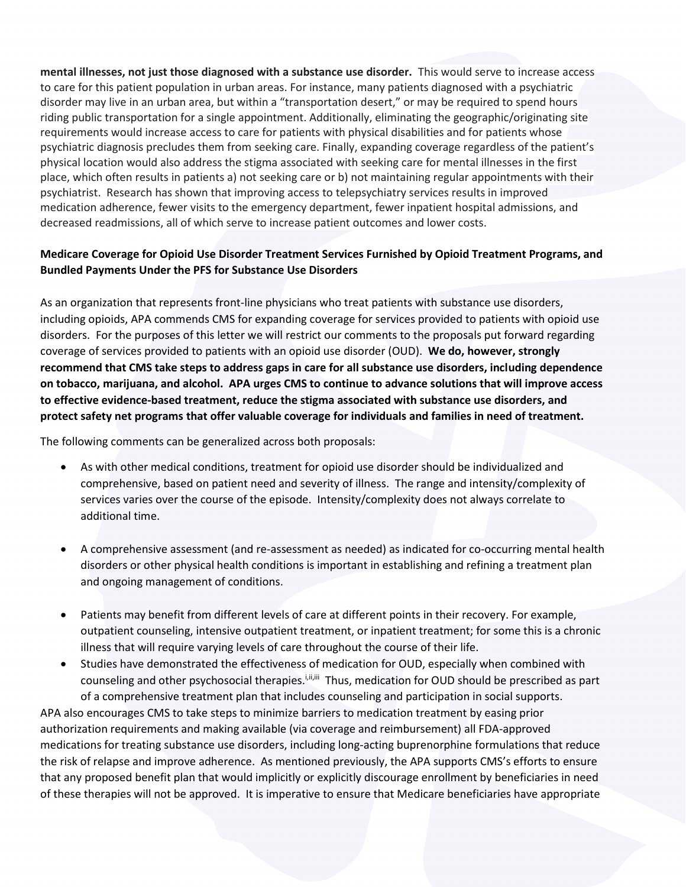**mental illnesses, not just those diagnosed with a substance use disorder.** This would serve to increase access to care for this patient population in urban areas. For instance, many patients diagnosed with a psychiatric disorder may live in an urban area, but within a "transportation desert," or may be required to spend hours riding public transportation for a single appointment. Additionally, eliminating the geographic/originating site requirements would increase access to care for patients with physical disabilities and for patients whose psychiatric diagnosis precludes them from seeking care. Finally, expanding coverage regardless of the patient's physical location would also address the stigma associated with seeking care for mental illnesses in the first place, which often results in patients a) not seeking care or b) not maintaining regular appointments with their psychiatrist. Research has shown that improving access to telepsychiatry services results in improved medication adherence, fewer visits to the emergency department, fewer inpatient hospital admissions, and decreased readmissions, all of which serve to increase patient outcomes and lower costs.

**Medicare Coverage for Opioid Use Disorder Treatment Services Furnished by Opioid Treatment Programs, and Bundled Payments Under the PFS for Substance Use Disorders**

As an organization that represents front-line physicians who treat patients with substance use disorders, including opioids, APA commends CMS for expanding coverage for services provided to patients with opioid use disorders. For the purposes of this letter we will restrict our comments to the proposals put forward regarding coverage of services provided to patients with an opioid use disorder (OUD). **We do, however, strongly recommend that CMS take steps to address gaps in care for all substance use disorders, including dependence on tobacco, marijuana, and alcohol. APA urges CMS to continue to advance solutions that will improve access to effective evidence-based treatment, reduce the stigma associated with substance use disorders, and protect safety net programs that offer valuable coverage for individuals and families in need of treatment.**

The following comments can be generalized across both proposals:

- As with other medical conditions, treatment for opioid use disorder should be individualized and comprehensive, based on patient need and severity of illness. The range and intensity/complexity of services varies over the course of the episode. Intensity/complexity does not always correlate to additional time.
- A comprehensive assessment (and re-assessment as needed) as indicated for co-occurring mental health disorders or other physical health conditions is important in establishing and refining a treatment plan and ongoing management of conditions.
- Patients may benefit from different levels of care at different points in their recovery. For example, outpatient counseling, intensive outpatient treatment, or inpatient treatment; for some this is a chronic illness that will require varying levels of care throughout the course of their life.
- Studies have demonstrated the effectiveness of medication for OUD, especially when combined with counseling and other psychosocial therapies.[i,ii,iii] Thus, medication for OUD should be prescribed as part of a comprehensive treatment plan that includes counseling and participation in social supports.

APA also encourages CMS to take steps to minimize barriers to medication treatment by easing prior authorization requirements and making available (via coverage and reimbursement) all FDA-approved medications for treating substance use disorders, including long-acting buprenorphine formulations that reduce the risk of relapse and improve adherence. As mentioned previously, the APA supports CMS's efforts to ensure that any proposed benefit plan that would implicitly or explicitly discourage enrollment by beneficiaries in need of these therapies will not be approved. It is imperative to ensure that Medicare beneficiaries have appropriate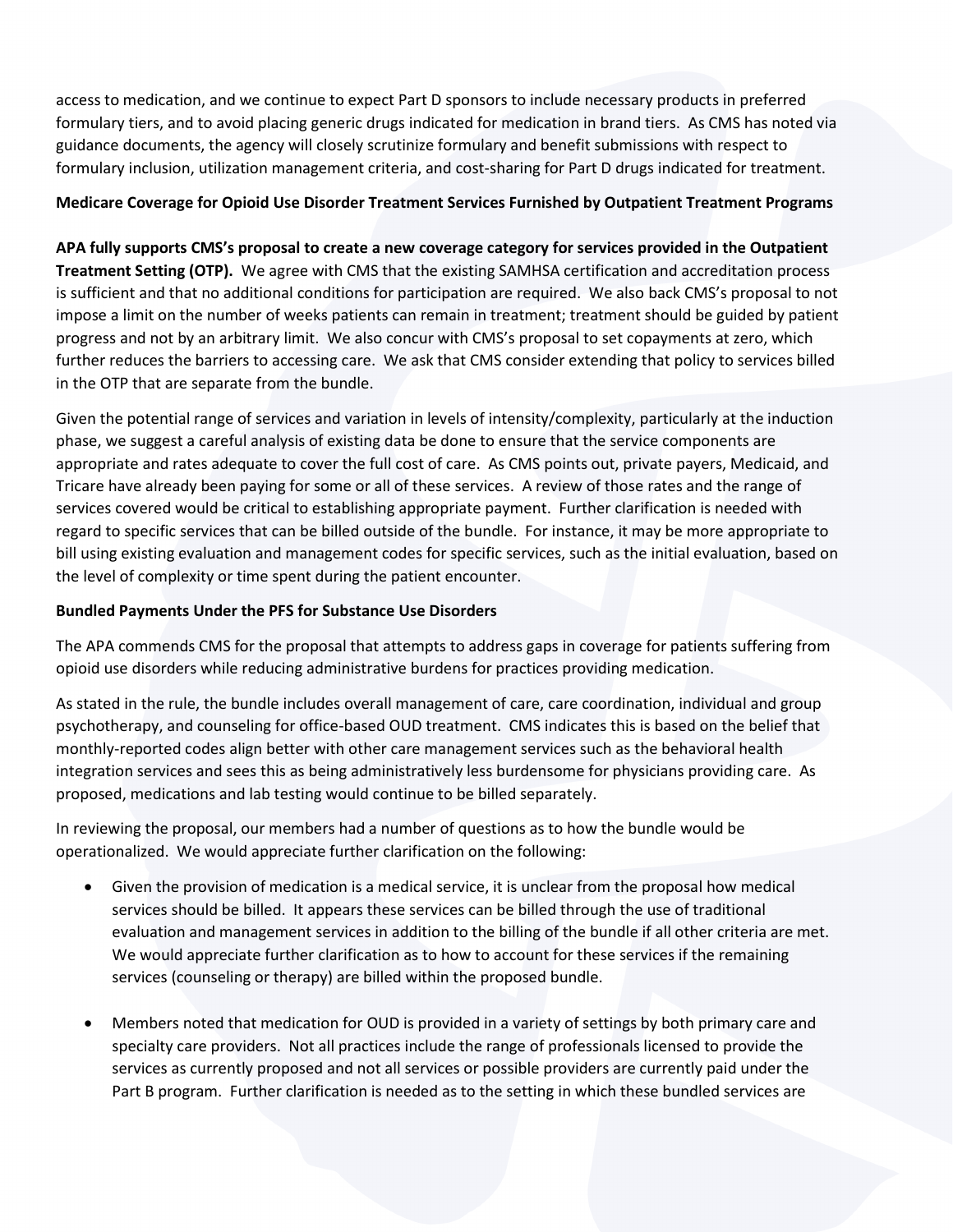access to medication, and we continue to expect Part D sponsors to include necessary products in preferred formulary tiers, and to avoid placing generic drugs indicated for medication in brand tiers. As CMS has noted via guidance documents, the agency will closely scrutinize formulary and benefit submissions with respect to formulary inclusion, utilization management criteria, and cost-sharing for Part D drugs indicated for treatment.

**Medicare Coverage for Opioid Use Disorder Treatment Services Furnished by Outpatient Treatment Programs**

**APA fully supports CMS's proposal to create a new coverage category for services provided in the Outpatient Treatment Setting (OTP).** We agree with CMS that the existing SAMHSA certification and accreditation process is sufficient and that no additional conditions for participation are required. We also back CMS's proposal to not impose a limit on the number of weeks patients can remain in treatment; treatment should be guided by patient progress and not by an arbitrary limit. We also concur with CMS's proposal to set copayments at zero, which further reduces the barriers to accessing care. We ask that CMS consider extending that policy to services billed in the OTP that are separate from the bundle.

Given the potential range of services and variation in levels of intensity/complexity, particularly at the induction phase, we suggest a careful analysis of existing data be done to ensure that the service components are appropriate and rates adequate to cover the full cost of care. As CMS points out, private payers, Medicaid, and Tricare have already been paying for some or all of these services. A review of those rates and the range of services covered would be critical to establishing appropriate payment. Further clarification is needed with regard to specific services that can be billed outside of the bundle. For instance, it may be more appropriate to bill using existing evaluation and management codes for specific services, such as the initial evaluation, based on the level of complexity or time spent during the patient encounter.

**Bundled Payments Under the PFS for Substance Use Disorders**

The APA commends CMS for the proposal that attempts to address gaps in coverage for patients suffering from opioid use disorders while reducing administrative burdens for practices providing medication.

As stated in the rule, the bundle includes overall management of care, care coordination, individual and group psychotherapy, and counseling for office-based OUD treatment. CMS indicates this is based on the belief that monthly-reported codes align better with other care management services such as the behavioral health integration services and sees this as being administratively less burdensome for physicians providing care. As proposed, medications and lab testing would continue to be billed separately.

In reviewing the proposal, our members had a number of questions as to how the bundle would be operationalized. We would appreciate further clarification on the following:

- Given the provision of medication is a medical service, it is unclear from the proposal how medical services should be billed. It appears these services can be billed through the use of traditional evaluation and management services in addition to the billing of the bundle if all other criteria are met. We would appreciate further clarification as to how to account for these services if the remaining services (counseling or therapy) are billed within the proposed bundle.

- Members noted that medication for OUD is provided in a variety of settings by both primary care and specialty care providers. Not all practices include the range of professionals licensed to provide the services as currently proposed and not all services or possible providers are currently paid under the Part B program. Further clarification is needed as to the setting in which these bundled services are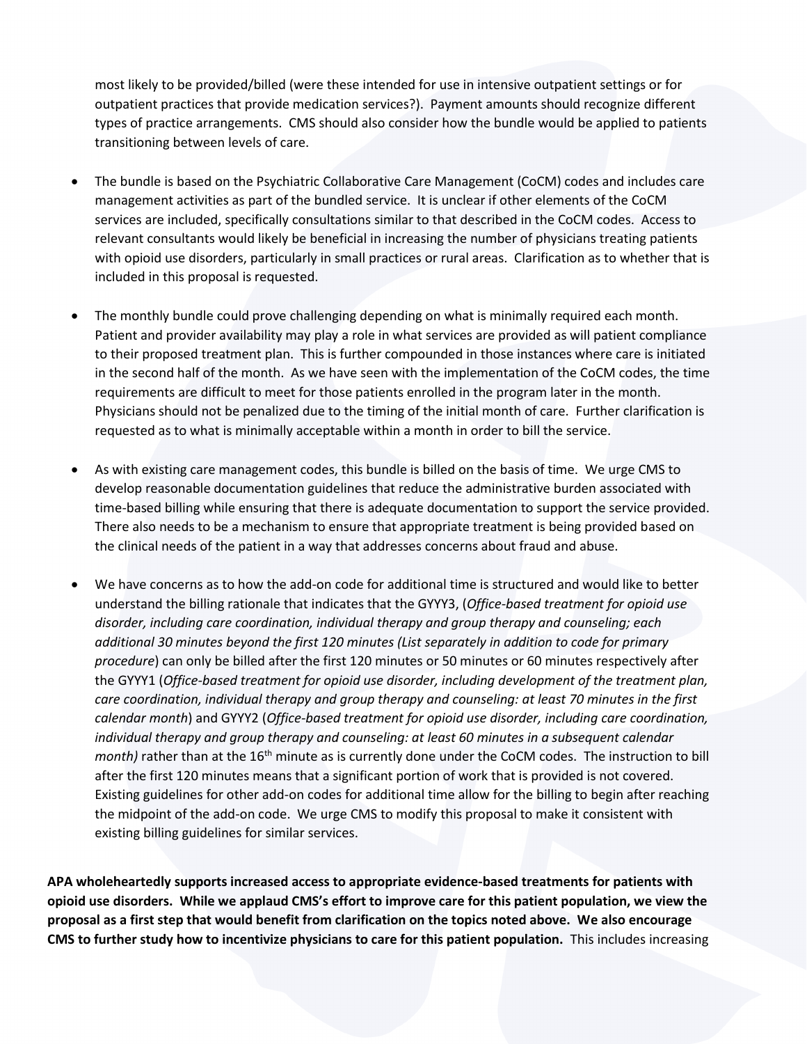most likely to be provided/billed (were these intended for use in intensive outpatient settings or for outpatient practices that provide medication services?). Payment amounts should recognize different types of practice arrangements. CMS should also consider how the bundle would be applied to patients transitioning between levels of care.

- The bundle is based on the Psychiatric Collaborative Care Management (CoCM) codes and includes care management activities as part of the bundled service. It is unclear if other elements of the CoCM services are included, specifically consultations similar to that described in the CoCM codes. Access to relevant consultants would likely be beneficial in increasing the number of physicians treating patients with opioid use disorders, particularly in small practices or rural areas. Clarification as to whether that is included in this proposal is requested.

- The monthly bundle could prove challenging depending on what is minimally required each month. Patient and provider availability may play a role in what services are provided as will patient compliance to their proposed treatment plan. This is further compounded in those instances where care is initiated in the second half of the month. As we have seen with the implementation of the CoCM codes, the time requirements are difficult to meet for those patients enrolled in the program later in the month. Physicians should not be penalized due to the timing of the initial month of care. Further clarification is requested as to what is minimally acceptable within a month in order to bill the service.

- As with existing care management codes, this bundle is billed on the basis of time. We urge CMS to develop reasonable documentation guidelines that reduce the administrative burden associated with time-based billing while ensuring that there is adequate documentation to support the service provided. There also needs to be a mechanism to ensure that appropriate treatment is being provided based on the clinical needs of the patient in a way that addresses concerns about fraud and abuse.

- We have concerns as to how the add-on code for additional time is structured and would like to better understand the billing rationale that indicates that the GYYY3, (*Office-based treatment for opioid use disorder, including care coordination, individual therapy and group therapy and counseling; each additional 30 minutes beyond the first 120 minutes (List separately in addition to code for primary procedure*) can only be billed after the first 120 minutes or 50 minutes or 60 minutes respectively after the GYYY1 (*Office-based treatment for opioid use disorder, including development of the treatment plan, care coordination, individual therapy and group therapy and counseling: at least 70 minutes in the first calendar month*) and GYYY2 (*Office-based treatment for opioid use disorder, including care coordination, individual therapy and group therapy and counseling: at least 60 minutes in a subsequent calendar month)* rather than at the 16th minute as is currently done under the CoCM codes. The instruction to bill after the first 120 minutes means that a significant portion of work that is provided is not covered. Existing guidelines for other add-on codes for additional time allow for the billing to begin after reaching the midpoint of the add-on code. We urge CMS to modify this proposal to make it consistent with existing billing guidelines for similar services.

**APA wholeheartedly supports increased access to appropriate evidence-based treatments for patients with opioid use disorders. While we applaud CMS's effort to improve care for this patient population, we view the proposal as a first step that would benefit from clarification on the topics noted above. We also encourage CMS to further study how to incentivize physicians to care for this patient population.** This includes increasing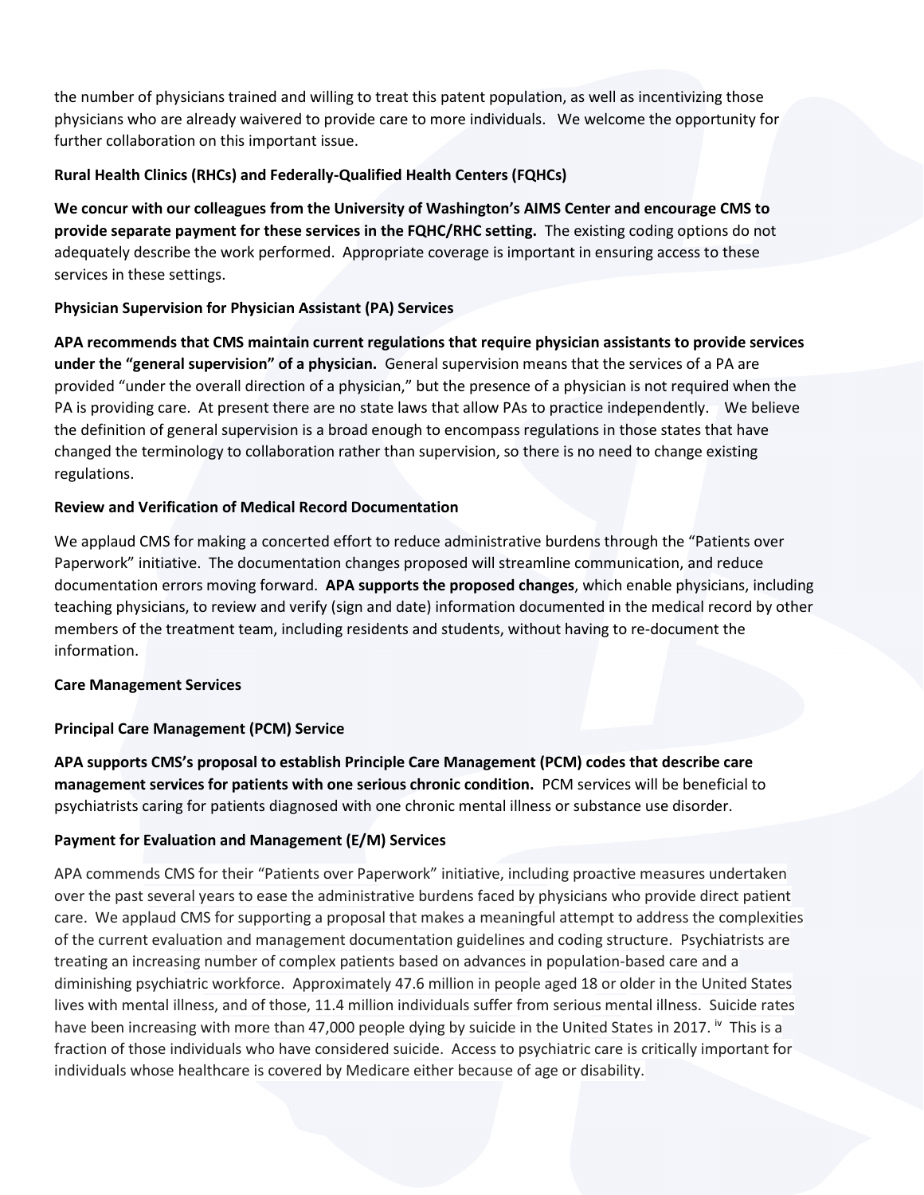the number of physicians trained and willing to treat this patent population, as well as incentivizing those physicians who are already waivered to provide care to more individuals. We welcome the opportunity for further collaboration on this important issue.

**Rural Health Clinics (RHCs) and Federally-Qualified Health Centers (FQHCs)**

**We concur with our colleagues from the University of Washington's AIMS Center and encourage CMS to provide separate payment for these services in the FQHC/RHC setting.** The existing coding options do not adequately describe the work performed. Appropriate coverage is important in ensuring access to these services in these settings.

**Physician Supervision for Physician Assistant (PA) Services**

**APA recommends that CMS maintain current regulations that require physician assistants to provide services under the "general supervision" of a physician.** General supervision means that the services of a PA are provided "under the overall direction of a physician," but the presence of a physician is not required when the PA is providing care. At present there are no state laws that allow PAs to practice independently. We believe the definition of general supervision is a broad enough to encompass regulations in those states that have changed the terminology to collaboration rather than supervision, so there is no need to change existing regulations.

**Review and Verification of Medical Record Documentation**

We applaud CMS for making a concerted effort to reduce administrative burdens through the "Patients over Paperwork" initiative. The documentation changes proposed will streamline communication, and reduce documentation errors moving forward. **APA supports the proposed changes**, which enable physicians, including teaching physicians, to review and verify (sign and date) information documented in the medical record by other members of the treatment team, including residents and students, without having to re-document the information.

**Care Management Services**

**Principal Care Management (PCM) Service**

**APA supports CMS's proposal to establish Principle Care Management (PCM) codes that describe care management services for patients with one serious chronic condition.** PCM services will be beneficial to psychiatrists caring for patients diagnosed with one chronic mental illness or substance use disorder.

**Payment for Evaluation and Management (E/M) Services**

APA commends CMS for their "Patients over Paperwork" initiative, including proactive measures undertaken over the past several years to ease the administrative burdens faced by physicians who provide direct patient care. We applaud CMS for supporting a proposal that makes a meaningful attempt to address the complexities of the current evaluation and management documentation guidelines and coding structure. Psychiatrists are treating an increasing number of complex patients based on advances in population-based care and a diminishing psychiatric workforce. Approximately 47.6 million in people aged 18 or older in the United States lives with mental illness, and of those, 11.4 million individuals suffer from serious mental illness. Suicide rates have been increasing with more than 47,000 people dying by suicide in the United States in 2017. [iv] This is a fraction of those individuals who have considered suicide. Access to psychiatric care is critically important for individuals whose healthcare is covered by Medicare either because of age or disability.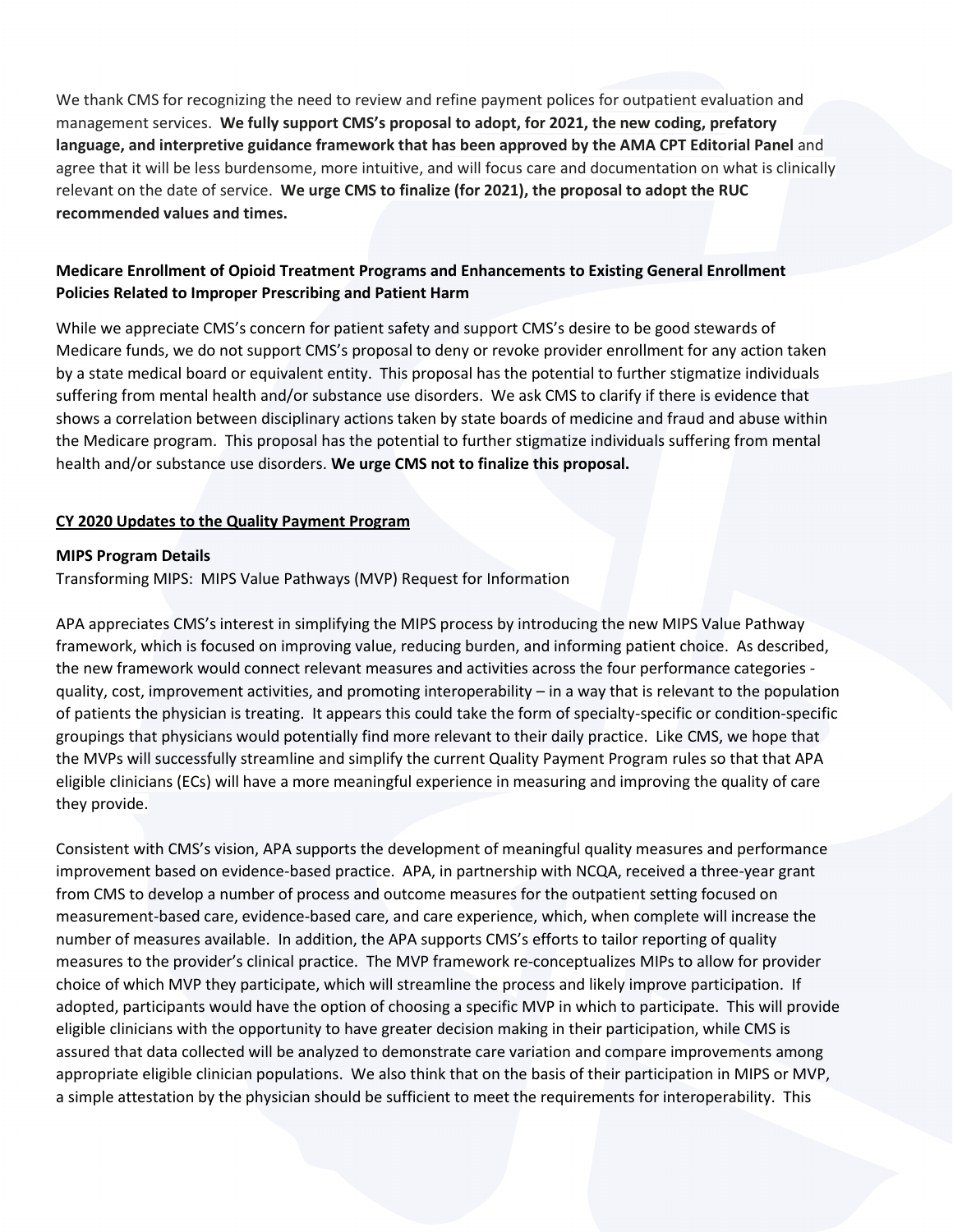We thank CMS for recognizing the need to review and refine payment polices for outpatient evaluation and management services. **We fully support CMS's proposal to adopt, for 2021, the new coding, prefatory language, and interpretive guidance framework that has been approved by the AMA CPT Editorial Panel** and agree that it will be less burdensome, more intuitive, and will focus care and documentation on what is clinically relevant on the date of service. **We urge CMS to finalize (for 2021), the proposal to adopt the RUC recommended values and times.**

**Medicare Enrollment of Opioid Treatment Programs and Enhancements to Existing General Enrollment Policies Related to Improper Prescribing and Patient Harm**

While we appreciate CMS's concern for patient safety and support CMS's desire to be good stewards of Medicare funds, we do not support CMS's proposal to deny or revoke provider enrollment for any action taken by a state medical board or equivalent entity. This proposal has the potential to further stigmatize individuals suffering from mental health and/or substance use disorders. We ask CMS to clarify if there is evidence that shows a correlation between disciplinary actions taken by state boards of medicine and fraud and abuse within the Medicare program. This proposal has the potential to further stigmatize individuals suffering from mental health and/or substance use disorders. **We urge CMS not to finalize this proposal.**

**CY 2020 Updates to the Quality Payment Program**

**MIPS Program Details**

Transforming MIPS: MIPS Value Pathways (MVP) Request for Information

APA appreciates CMS's interest in simplifying the MIPS process by introducing the new MIPS Value Pathway framework, which is focused on improving value, reducing burden, and informing patient choice. As described, the new framework would connect relevant measures and activities across the four performance categories - quality, cost, improvement activities, and promoting interoperability – in a way that is relevant to the population of patients the physician is treating. It appears this could take the form of specialty-specific or condition-specific groupings that physicians would potentially find more relevant to their daily practice. Like CMS, we hope that the MVPs will successfully streamline and simplify the current Quality Payment Program rules so that that APA eligible clinicians (ECs) will have a more meaningful experience in measuring and improving the quality of care they provide.

Consistent with CMS's vision, APA supports the development of meaningful quality measures and performance improvement based on evidence-based practice. APA, in partnership with NCQA, received a three-year grant from CMS to develop a number of process and outcome measures for the outpatient setting focused on measurement-based care, evidence-based care, and care experience, which, when complete will increase the number of measures available. In addition, the APA supports CMS's efforts to tailor reporting of quality measures to the provider's clinical practice. The MVP framework re-conceptualizes MIPs to allow for provider choice of which MVP they participate, which will streamline the process and likely improve participation. If adopted, participants would have the option of choosing a specific MVP in which to participate. This will provide eligible clinicians with the opportunity to have greater decision making in their participation, while CMS is assured that data collected will be analyzed to demonstrate care variation and compare improvements among appropriate eligible clinician populations. We also think that on the basis of their participation in MIPS or MVP, a simple attestation by the physician should be sufficient to meet the requirements for interoperability. This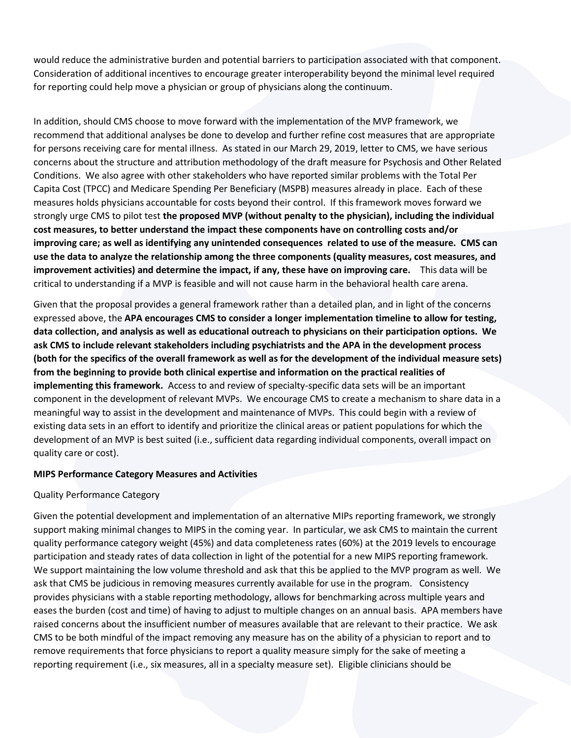would reduce the administrative burden and potential barriers to participation associated with that component. Consideration of additional incentives to encourage greater interoperability beyond the minimal level required for reporting could help move a physician or group of physicians along the continuum.

In addition, should CMS choose to move forward with the implementation of the MVP framework, we recommend that additional analyses be done to develop and further refine cost measures that are appropriate for persons receiving care for mental illness. As stated in our March 29, 2019, letter to CMS, we have serious concerns about the structure and attribution methodology of the draft measure for Psychosis and Other Related Conditions. We also agree with other stakeholders who have reported similar problems with the Total Per Capita Cost (TPCC) and Medicare Spending Per Beneficiary (MSPB) measures already in place. Each of these measures holds physicians accountable for costs beyond their control. If this framework moves forward we strongly urge CMS to pilot test **the proposed MVP (without penalty to the physician), including the individual cost measures, to better understand the impact these components have on controlling costs and/or improving care; as well as identifying any unintended consequences related to use of the measure. CMS can use the data to analyze the relationship among the three components (quality measures, cost measures, and improvement activities) and determine the impact, if any, these have on improving care.** This data will be critical to understanding if a MVP is feasible and will not cause harm in the behavioral health care arena.

Given that the proposal provides a general framework rather than a detailed plan, and in light of the concerns expressed above, the **APA encourages CMS to consider a longer implementation timeline to allow for testing, data collection, and analysis as well as educational outreach to physicians on their participation options. We ask CMS to include relevant stakeholders including psychiatrists and the APA in the development process (both for the specifics of the overall framework as well as for the development of the individual measure sets) from the beginning to provide both clinical expertise and information on the practical realities of implementing this framework.** Access to and review of specialty-specific data sets will be an important component in the development of relevant MVPs. We encourage CMS to create a mechanism to share data in a meaningful way to assist in the development and maintenance of MVPs. This could begin with a review of existing data sets in an effort to identify and prioritize the clinical areas or patient populations for which the development of an MVP is best suited (i.e., sufficient data regarding individual components, overall impact on quality care or cost).

**MIPS Performance Category Measures and Activities**

Quality Performance Category

Given the potential development and implementation of an alternative MIPs reporting framework, we strongly support making minimal changes to MIPS in the coming year. In particular, we ask CMS to maintain the current quality performance category weight (45%) and data completeness rates (60%) at the 2019 levels to encourage participation and steady rates of data collection in light of the potential for a new MIPS reporting framework. We support maintaining the low volume threshold and ask that this be applied to the MVP program as well. We ask that CMS be judicious in removing measures currently available for use in the program. Consistency provides physicians with a stable reporting methodology, allows for benchmarking across multiple years and eases the burden (cost and time) of having to adjust to multiple changes on an annual basis. APA members have raised concerns about the insufficient number of measures available that are relevant to their practice. We ask CMS to be both mindful of the impact removing any measure has on the ability of a physician to report and to remove requirements that force physicians to report a quality measure simply for the sake of meeting a reporting requirement (i.e., six measures, all in a specialty measure set). Eligible clinicians should be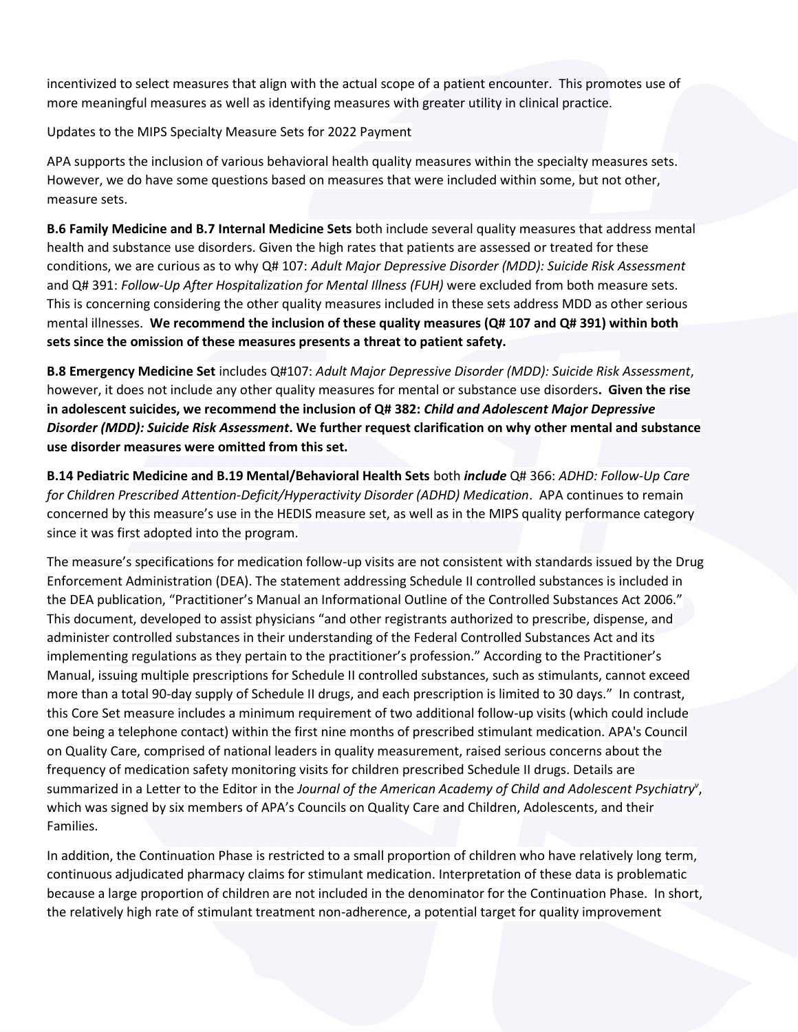incentivized to select measures that align with the actual scope of a patient encounter. This promotes use of more meaningful measures as well as identifying measures with greater utility in clinical practice.

Updates to the MIPS Specialty Measure Sets for 2022 Payment

APA supports the inclusion of various behavioral health quality measures within the specialty measures sets. However, we do have some questions based on measures that were included within some, but not other, measure sets.

**B.6 Family Medicine and B.7 Internal Medicine Sets** both include several quality measures that address mental health and substance use disorders. Given the high rates that patients are assessed or treated for these conditions, we are curious as to why Q# 107: *Adult Major Depressive Disorder (MDD): Suicide Risk Assessment* and Q# 391: *Follow-Up After Hospitalization for Mental Illness (FUH)* were excluded from both measure sets. This is concerning considering the other quality measures included in these sets address MDD as other serious mental illnesses. **We recommend the inclusion of these quality measures (Q# 107 and Q# 391) within both sets since the omission of these measures presents a threat to patient safety.**

**B.8 Emergency Medicine Set** includes Q#107: *Adult Major Depressive Disorder (MDD): Suicide Risk Assessment*, however, it does not include any other quality measures for mental or substance use disorders**. Given the rise in adolescent suicides, we recommend the inclusion of Q# 382: *Child and Adolescent Major Depressive Disorder (MDD): Suicide Risk Assessment*. We further request clarification on why other mental and substance use disorder measures were omitted from this set.**

**B.14 Pediatric Medicine and B.19 Mental/Behavioral Health Sets** both ***include*** Q# 366: *ADHD: Follow-Up Care for Children Prescribed Attention-Deficit/Hyperactivity Disorder (ADHD) Medication*. APA continues to remain concerned by this measure's use in the HEDIS measure set, as well as in the MIPS quality performance category since it was first adopted into the program.

The measure's specifications for medication follow-up visits are not consistent with standards issued by the Drug Enforcement Administration (DEA). The statement addressing Schedule II controlled substances is included in the DEA publication, "Practitioner's Manual an Informational Outline of the Controlled Substances Act 2006." This document, developed to assist physicians "and other registrants authorized to prescribe, dispense, and administer controlled substances in their understanding of the Federal Controlled Substances Act and its implementing regulations as they pertain to the practitioner's profession." According to the Practitioner's Manual, issuing multiple prescriptions for Schedule II controlled substances, such as stimulants, cannot exceed more than a total 90-day supply of Schedule II drugs, and each prescription is limited to 30 days." In contrast, this Core Set measure includes a minimum requirement of two additional follow-up visits (which could include one being a telephone contact) within the first nine months of prescribed stimulant medication. APA's Council on Quality Care, comprised of national leaders in quality measurement, raised serious concerns about the frequency of medication safety monitoring visits for children prescribed Schedule II drugs. Details are summarized in a Letter to the Editor in the *Journal of the American Academy of Child and Adolescent Psychiatry*[v], which was signed by six members of APA's Councils on Quality Care and Children, Adolescents, and their Families.

In addition, the Continuation Phase is restricted to a small proportion of children who have relatively long term, continuous adjudicated pharmacy claims for stimulant medication. Interpretation of these data is problematic because a large proportion of children are not included in the denominator for the Continuation Phase. In short, the relatively high rate of stimulant treatment non-adherence, a potential target for quality improvement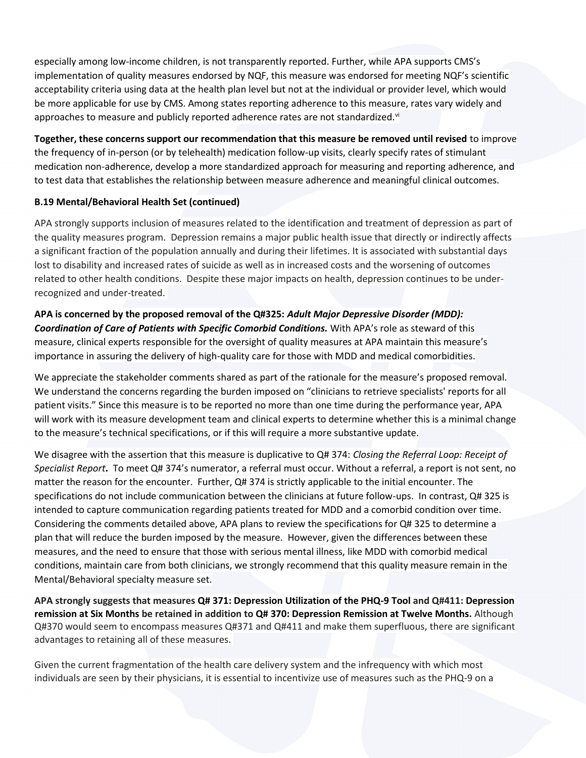especially among low-income children, is not transparently reported. Further, while APA supports CMS's implementation of quality measures endorsed by NQF, this measure was endorsed for meeting NQF's scientific acceptability criteria using data at the health plan level but not at the individual or provider level, which would be more applicable for use by CMS. Among states reporting adherence to this measure, rates vary widely and approaches to measure and publicly reported adherence rates are not standardized.[vi]

**Together, these concerns support our recommendation that this measure be removed until revised** to improve the frequency of in-person (or by telehealth) medication follow-up visits, clearly specify rates of stimulant medication non-adherence, develop a more standardized approach for measuring and reporting adherence, and to test data that establishes the relationship between measure adherence and meaningful clinical outcomes.

**B.19 Mental/Behavioral Health Set (continued)**

APA strongly supports inclusion of measures related to the identification and treatment of depression as part of the quality measures program. Depression remains a major public health issue that directly or indirectly affects a significant fraction of the population annually and during their lifetimes. It is associated with substantial days lost to disability and increased rates of suicide as well as in increased costs and the worsening of outcomes related to other health conditions. Despite these major impacts on health, depression continues to be under-recognized and under-treated.

**APA is concerned by the proposed removal of the Q#325: *Adult Major Depressive Disorder (MDD): Coordination of Care of Patients with Specific Comorbid Conditions.*** With APA's role as steward of this measure, clinical experts responsible for the oversight of quality measures at APA maintain this measure's importance in assuring the delivery of high-quality care for those with MDD and medical comorbidities.

We appreciate the stakeholder comments shared as part of the rationale for the measure's proposed removal. We understand the concerns regarding the burden imposed on "clinicians to retrieve specialists' reports for all patient visits." Since this measure is to be reported no more than one time during the performance year, APA will work with its measure development team and clinical experts to determine whether this is a minimal change to the measure's technical specifications, or if this will require a more substantive update.

We disagree with the assertion that this measure is duplicative to Q# 374: *Closing the Referral Loop: Receipt of Specialist Report***.** To meet Q# 374's numerator, a referral must occur. Without a referral, a report is not sent, no matter the reason for the encounter. Further, Q# 374 is strictly applicable to the initial encounter. The specifications do not include communication between the clinicians at future follow-ups. In contrast, Q# 325 is intended to capture communication regarding patients treated for MDD and a comorbid condition over time. Considering the comments detailed above, APA plans to review the specifications for Q# 325 to determine a plan that will reduce the burden imposed by the measure. However, given the differences between these measures, and the need to ensure that those with serious mental illness, like MDD with comorbid medical conditions, maintain care from both clinicians, we strongly recommend that this quality measure remain in the Mental/Behavioral specialty measure set.

**APA strongly suggests that measures Q# 371: Depression Utilization of the PHQ-9 Tool and Q#411: Depression remission at Six Months be retained in addition to Q# 370: Depression Remission at Twelve Months.** Although Q#370 would seem to encompass measures Q#371 and Q#411 and make them superfluous, there are significant advantages to retaining all of these measures.

Given the current fragmentation of the health care delivery system and the infrequency with which most individuals are seen by their physicians, it is essential to incentivize use of measures such as the PHQ-9 on a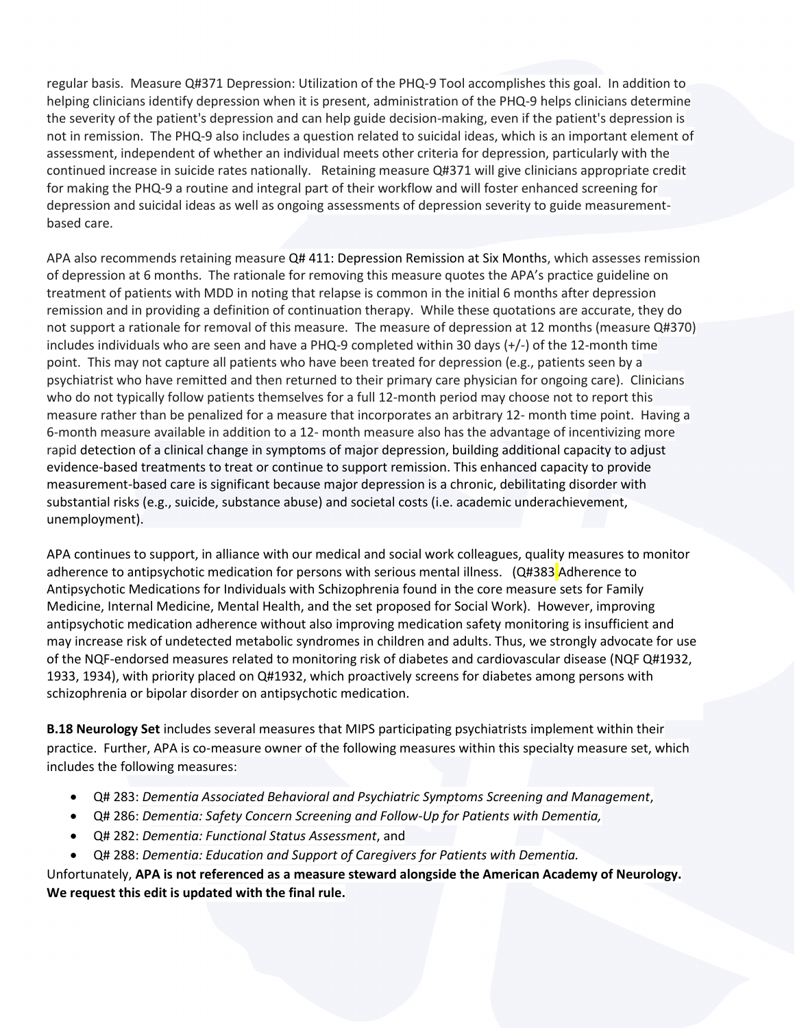regular basis. Measure Q#371 Depression: Utilization of the PHQ-9 Tool accomplishes this goal. In addition to helping clinicians identify depression when it is present, administration of the PHQ-9 helps clinicians determine the severity of the patient's depression and can help guide decision-making, even if the patient's depression is not in remission. The PHQ-9 also includes a question related to suicidal ideas, which is an important element of assessment, independent of whether an individual meets other criteria for depression, particularly with the continued increase in suicide rates nationally. Retaining measure Q#371 will give clinicians appropriate credit for making the PHQ-9 a routine and integral part of their workflow and will foster enhanced screening for depression and suicidal ideas as well as ongoing assessments of depression severity to guide measurement-based care.

APA also recommends retaining measure Q# 411: Depression Remission at Six Months, which assesses remission of depression at 6 months. The rationale for removing this measure quotes the APA's practice guideline on treatment of patients with MDD in noting that relapse is common in the initial 6 months after depression remission and in providing a definition of continuation therapy. While these quotations are accurate, they do not support a rationale for removal of this measure. The measure of depression at 12 months (measure Q#370) includes individuals who are seen and have a PHQ-9 completed within 30 days (+/-) of the 12-month time point. This may not capture all patients who have been treated for depression (e.g., patients seen by a psychiatrist who have remitted and then returned to their primary care physician for ongoing care). Clinicians who do not typically follow patients themselves for a full 12-month period may choose not to report this measure rather than be penalized for a measure that incorporates an arbitrary 12- month time point. Having a 6-month measure available in addition to a 12- month measure also has the advantage of incentivizing more rapid detection of a clinical change in symptoms of major depression, building additional capacity to adjust evidence-based treatments to treat or continue to support remission. This enhanced capacity to provide measurement-based care is significant because major depression is a chronic, debilitating disorder with substantial risks (e.g., suicide, substance abuse) and societal costs (i.e. academic underachievement, unemployment).

APA continues to support, in alliance with our medical and social work colleagues, quality measures to monitor adherence to antipsychotic medication for persons with serious mental illness. (Q#383 Adherence to Antipsychotic Medications for Individuals with Schizophrenia found in the core measure sets for Family Medicine, Internal Medicine, Mental Health, and the set proposed for Social Work). However, improving antipsychotic medication adherence without also improving medication safety monitoring is insufficient and may increase risk of undetected metabolic syndromes in children and adults. Thus, we strongly advocate for use of the NQF-endorsed measures related to monitoring risk of diabetes and cardiovascular disease (NQF Q#1932, 1933, 1934), with priority placed on Q#1932, which proactively screens for diabetes among persons with schizophrenia or bipolar disorder on antipsychotic medication.

**B.18 Neurology Set** includes several measures that MIPS participating psychiatrists implement within their practice. Further, APA is co-measure owner of the following measures within this specialty measure set, which includes the following measures:

- Q# 283: *Dementia Associated Behavioral and Psychiatric Symptoms Screening and Management*,
- Q# 286: *Dementia: Safety Concern Screening and Follow-Up for Patients with Dementia,*
- Q# 282: *Dementia: Functional Status Assessment*, and
- Q# 288: *Dementia: Education and Support of Caregivers for Patients with Dementia.*

Unfortunately, **APA is not referenced as a measure steward alongside the American Academy of Neurology. We request this edit is updated with the final rule.**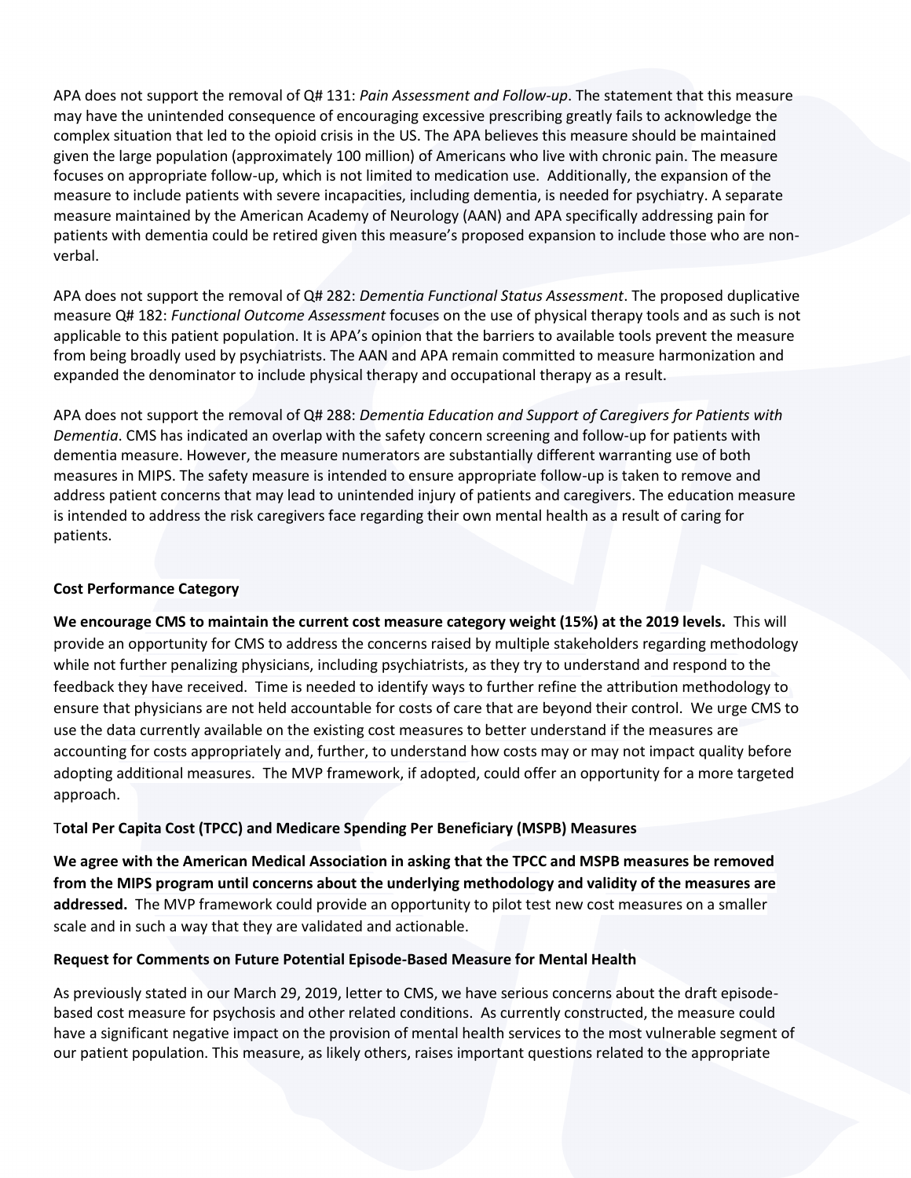APA does not support the removal of Q# 131: *Pain Assessment and Follow-up*. The statement that this measure may have the unintended consequence of encouraging excessive prescribing greatly fails to acknowledge the complex situation that led to the opioid crisis in the US. The APA believes this measure should be maintained given the large population (approximately 100 million) of Americans who live with chronic pain. The measure focuses on appropriate follow-up, which is not limited to medication use. Additionally, the expansion of the measure to include patients with severe incapacities, including dementia, is needed for psychiatry. A separate measure maintained by the American Academy of Neurology (AAN) and APA specifically addressing pain for patients with dementia could be retired given this measure's proposed expansion to include those who are non-verbal.

APA does not support the removal of Q# 282: *Dementia Functional Status Assessment*. The proposed duplicative measure Q# 182: *Functional Outcome Assessment* focuses on the use of physical therapy tools and as such is not applicable to this patient population. It is APA's opinion that the barriers to available tools prevent the measure from being broadly used by psychiatrists. The AAN and APA remain committed to measure harmonization and expanded the denominator to include physical therapy and occupational therapy as a result.

APA does not support the removal of Q# 288: *Dementia Education and Support of Caregivers for Patients with Dementia*. CMS has indicated an overlap with the safety concern screening and follow-up for patients with dementia measure. However, the measure numerators are substantially different warranting use of both measures in MIPS. The safety measure is intended to ensure appropriate follow-up is taken to remove and address patient concerns that may lead to unintended injury of patients and caregivers. The education measure is intended to address the risk caregivers face regarding their own mental health as a result of caring for patients.

**Cost Performance Category**

**We encourage CMS to maintain the current cost measure category weight (15%) at the 2019 levels.** This will provide an opportunity for CMS to address the concerns raised by multiple stakeholders regarding methodology while not further penalizing physicians, including psychiatrists, as they try to understand and respond to the feedback they have received. Time is needed to identify ways to further refine the attribution methodology to ensure that physicians are not held accountable for costs of care that are beyond their control. We urge CMS to use the data currently available on the existing cost measures to better understand if the measures are accounting for costs appropriately and, further, to understand how costs may or may not impact quality before adopting additional measures. The MVP framework, if adopted, could offer an opportunity for a more targeted approach.

**Total Per Capita Cost (TPCC) and Medicare Spending Per Beneficiary (MSPB) Measures**

**We agree with the American Medical Association in asking that the TPCC and MSPB measures be removed from the MIPS program until concerns about the underlying methodology and validity of the measures are addressed.** The MVP framework could provide an opportunity to pilot test new cost measures on a smaller scale and in such a way that they are validated and actionable.

**Request for Comments on Future Potential Episode-Based Measure for Mental Health**

As previously stated in our March 29, 2019, letter to CMS, we have serious concerns about the draft episode-based cost measure for psychosis and other related conditions. As currently constructed, the measure could have a significant negative impact on the provision of mental health services to the most vulnerable segment of our patient population. This measure, as likely others, raises important questions related to the appropriate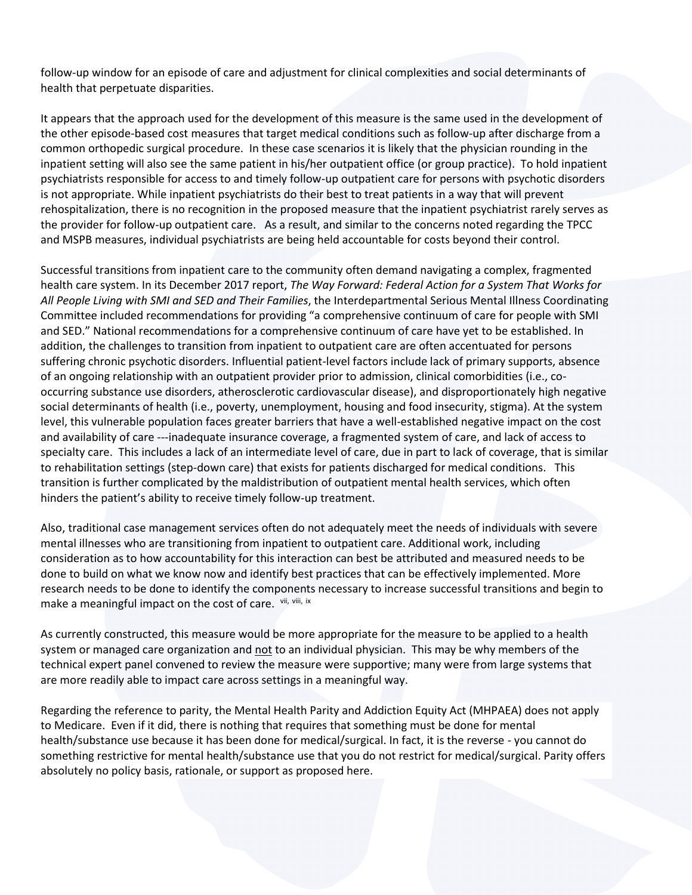follow-up window for an episode of care and adjustment for clinical complexities and social determinants of health that perpetuate disparities.

It appears that the approach used for the development of this measure is the same used in the development of the other episode-based cost measures that target medical conditions such as follow-up after discharge from a common orthopedic surgical procedure. In these case scenarios it is likely that the physician rounding in the inpatient setting will also see the same patient in his/her outpatient office (or group practice). To hold inpatient psychiatrists responsible for access to and timely follow-up outpatient care for persons with psychotic disorders is not appropriate. While inpatient psychiatrists do their best to treat patients in a way that will prevent rehospitalization, there is no recognition in the proposed measure that the inpatient psychiatrist rarely serves as the provider for follow-up outpatient care. As a result, and similar to the concerns noted regarding the TPCC and MSPB measures, individual psychiatrists are being held accountable for costs beyond their control.

Successful transitions from inpatient care to the community often demand navigating a complex, fragmented health care system. In its December 2017 report, *The Way Forward: Federal Action for a System That Works for All People Living with SMI and SED and Their Families*, the Interdepartmental Serious Mental Illness Coordinating Committee included recommendations for providing "a comprehensive continuum of care for people with SMI and SED." National recommendations for a comprehensive continuum of care have yet to be established. In addition, the challenges to transition from inpatient to outpatient care are often accentuated for persons suffering chronic psychotic disorders. Influential patient-level factors include lack of primary supports, absence of an ongoing relationship with an outpatient provider prior to admission, clinical comorbidities (i.e., co-occurring substance use disorders, atherosclerotic cardiovascular disease), and disproportionately high negative social determinants of health (i.e., poverty, unemployment, housing and food insecurity, stigma). At the system level, this vulnerable population faces greater barriers that have a well-established negative impact on the cost and availability of care ---inadequate insurance coverage, a fragmented system of care, and lack of access to specialty care. This includes a lack of an intermediate level of care, due in part to lack of coverage, that is similar to rehabilitation settings (step-down care) that exists for patients discharged for medical conditions. This transition is further complicated by the maldistribution of outpatient mental health services, which often hinders the patient's ability to receive timely follow-up treatment.

Also, traditional case management services often do not adequately meet the needs of individuals with severe mental illnesses who are transitioning from inpatient to outpatient care. Additional work, including consideration as to how accountability for this interaction can best be attributed and measured needs to be done to build on what we know now and identify best practices that can be effectively implemented. More research needs to be done to identify the components necessary to increase successful transitions and begin to make a meaningful impact on the cost of care. [vii, viii, ix]

As currently constructed, this measure would be more appropriate for the measure to be applied to a health system or managed care organization and not to an individual physician. This may be why members of the technical expert panel convened to review the measure were supportive; many were from large systems that are more readily able to impact care across settings in a meaningful way.

Regarding the reference to parity, the Mental Health Parity and Addiction Equity Act (MHPAEA) does not apply to Medicare. Even if it did, there is nothing that requires that something must be done for mental health/substance use because it has been done for medical/surgical. In fact, it is the reverse - you cannot do something restrictive for mental health/substance use that you do not restrict for medical/surgical. Parity offers absolutely no policy basis, rationale, or support as proposed here.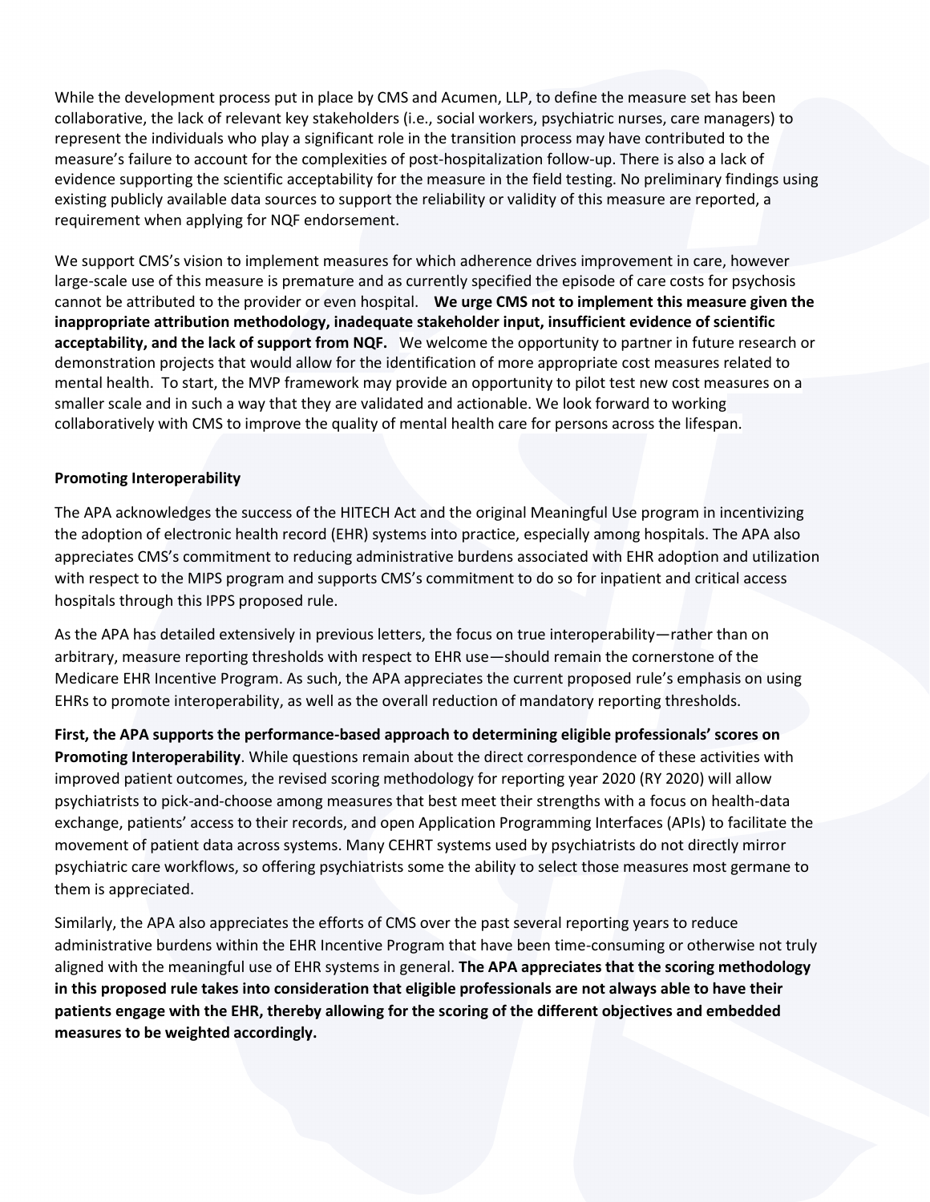While the development process put in place by CMS and Acumen, LLP, to define the measure set has been collaborative, the lack of relevant key stakeholders (i.e., social workers, psychiatric nurses, care managers) to represent the individuals who play a significant role in the transition process may have contributed to the measure's failure to account for the complexities of post-hospitalization follow-up. There is also a lack of evidence supporting the scientific acceptability for the measure in the field testing. No preliminary findings using existing publicly available data sources to support the reliability or validity of this measure are reported, a requirement when applying for NQF endorsement.

We support CMS's vision to implement measures for which adherence drives improvement in care, however large-scale use of this measure is premature and as currently specified the episode of care costs for psychosis cannot be attributed to the provider or even hospital. **We urge CMS not to implement this measure given the inappropriate attribution methodology, inadequate stakeholder input, insufficient evidence of scientific acceptability, and the lack of support from NQF.** We welcome the opportunity to partner in future research or demonstration projects that would allow for the identification of more appropriate cost measures related to mental health. To start, the MVP framework may provide an opportunity to pilot test new cost measures on a smaller scale and in such a way that they are validated and actionable. We look forward to working collaboratively with CMS to improve the quality of mental health care for persons across the lifespan.

**Promoting Interoperability**

The APA acknowledges the success of the HITECH Act and the original Meaningful Use program in incentivizing the adoption of electronic health record (EHR) systems into practice, especially among hospitals. The APA also appreciates CMS's commitment to reducing administrative burdens associated with EHR adoption and utilization with respect to the MIPS program and supports CMS's commitment to do so for inpatient and critical access hospitals through this IPPS proposed rule.

As the APA has detailed extensively in previous letters, the focus on true interoperability—rather than on arbitrary, measure reporting thresholds with respect to EHR use—should remain the cornerstone of the Medicare EHR Incentive Program. As such, the APA appreciates the current proposed rule's emphasis on using EHRs to promote interoperability, as well as the overall reduction of mandatory reporting thresholds.

**First, the APA supports the performance-based approach to determining eligible professionals' scores on Promoting Interoperability**. While questions remain about the direct correspondence of these activities with improved patient outcomes, the revised scoring methodology for reporting year 2020 (RY 2020) will allow psychiatrists to pick-and-choose among measures that best meet their strengths with a focus on health-data exchange, patients' access to their records, and open Application Programming Interfaces (APIs) to facilitate the movement of patient data across systems. Many CEHRT systems used by psychiatrists do not directly mirror psychiatric care workflows, so offering psychiatrists some the ability to select those measures most germane to them is appreciated.

Similarly, the APA also appreciates the efforts of CMS over the past several reporting years to reduce administrative burdens within the EHR Incentive Program that have been time-consuming or otherwise not truly aligned with the meaningful use of EHR systems in general. **The APA appreciates that the scoring methodology in this proposed rule takes into consideration that eligible professionals are not always able to have their patients engage with the EHR, thereby allowing for the scoring of the different objectives and embedded measures to be weighted accordingly.**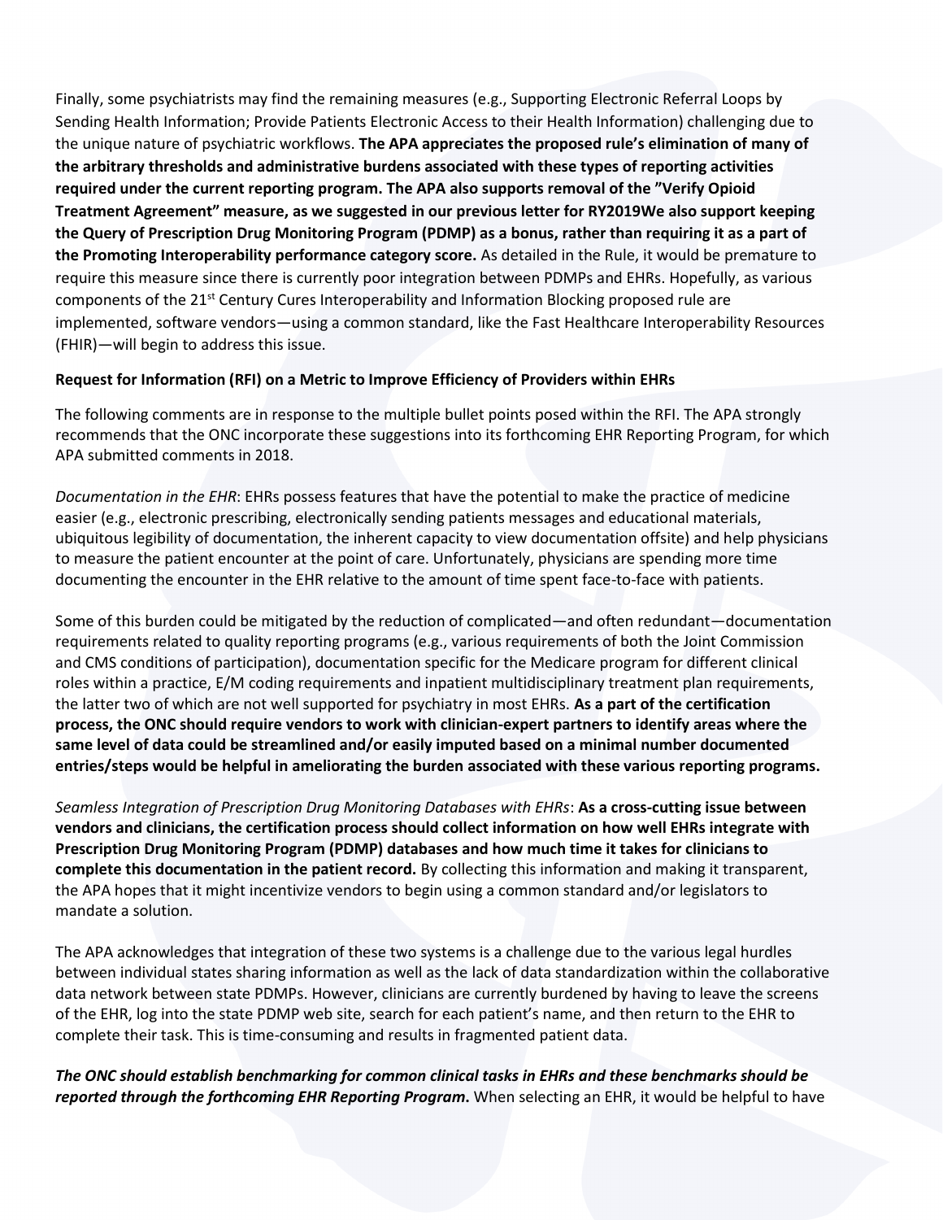Finally, some psychiatrists may find the remaining measures (e.g., Supporting Electronic Referral Loops by Sending Health Information; Provide Patients Electronic Access to their Health Information) challenging due to the unique nature of psychiatric workflows. **The APA appreciates the proposed rule's elimination of many of the arbitrary thresholds and administrative burdens associated with these types of reporting activities required under the current reporting program. The APA also supports removal of the "Verify Opioid Treatment Agreement" measure, as we suggested in our previous letter for RY2019We also support keeping the Query of Prescription Drug Monitoring Program (PDMP) as a bonus, rather than requiring it as a part of the Promoting Interoperability performance category score.** As detailed in the Rule, it would be premature to require this measure since there is currently poor integration between PDMPs and EHRs. Hopefully, as various components of the 21st Century Cures Interoperability and Information Blocking proposed rule are implemented, software vendors—using a common standard, like the Fast Healthcare Interoperability Resources (FHIR)—will begin to address this issue.

**Request for Information (RFI) on a Metric to Improve Efficiency of Providers within EHRs**

The following comments are in response to the multiple bullet points posed within the RFI. The APA strongly recommends that the ONC incorporate these suggestions into its forthcoming EHR Reporting Program, for which APA submitted comments in 2018.

*Documentation in the EHR*: EHRs possess features that have the potential to make the practice of medicine easier (e.g., electronic prescribing, electronically sending patients messages and educational materials, ubiquitous legibility of documentation, the inherent capacity to view documentation offsite) and help physicians to measure the patient encounter at the point of care. Unfortunately, physicians are spending more time documenting the encounter in the EHR relative to the amount of time spent face-to-face with patients.

Some of this burden could be mitigated by the reduction of complicated—and often redundant—documentation requirements related to quality reporting programs (e.g., various requirements of both the Joint Commission and CMS conditions of participation), documentation specific for the Medicare program for different clinical roles within a practice, E/M coding requirements and inpatient multidisciplinary treatment plan requirements, the latter two of which are not well supported for psychiatry in most EHRs. **As a part of the certification process, the ONC should require vendors to work with clinician-expert partners to identify areas where the same level of data could be streamlined and/or easily imputed based on a minimal number documented entries/steps would be helpful in ameliorating the burden associated with these various reporting programs.**

*Seamless Integration of Prescription Drug Monitoring Databases with EHRs*: **As a cross-cutting issue between vendors and clinicians, the certification process should collect information on how well EHRs integrate with Prescription Drug Monitoring Program (PDMP) databases and how much time it takes for clinicians to complete this documentation in the patient record.** By collecting this information and making it transparent, the APA hopes that it might incentivize vendors to begin using a common standard and/or legislators to mandate a solution.

The APA acknowledges that integration of these two systems is a challenge due to the various legal hurdles between individual states sharing information as well as the lack of data standardization within the collaborative data network between state PDMPs. However, clinicians are currently burdened by having to leave the screens of the EHR, log into the state PDMP web site, search for each patient's name, and then return to the EHR to complete their task. This is time-consuming and results in fragmented patient data.

***The ONC should establish benchmarking for common clinical tasks in EHRs and these benchmarks should be reported through the forthcoming EHR Reporting Program.*** When selecting an EHR, it would be helpful to have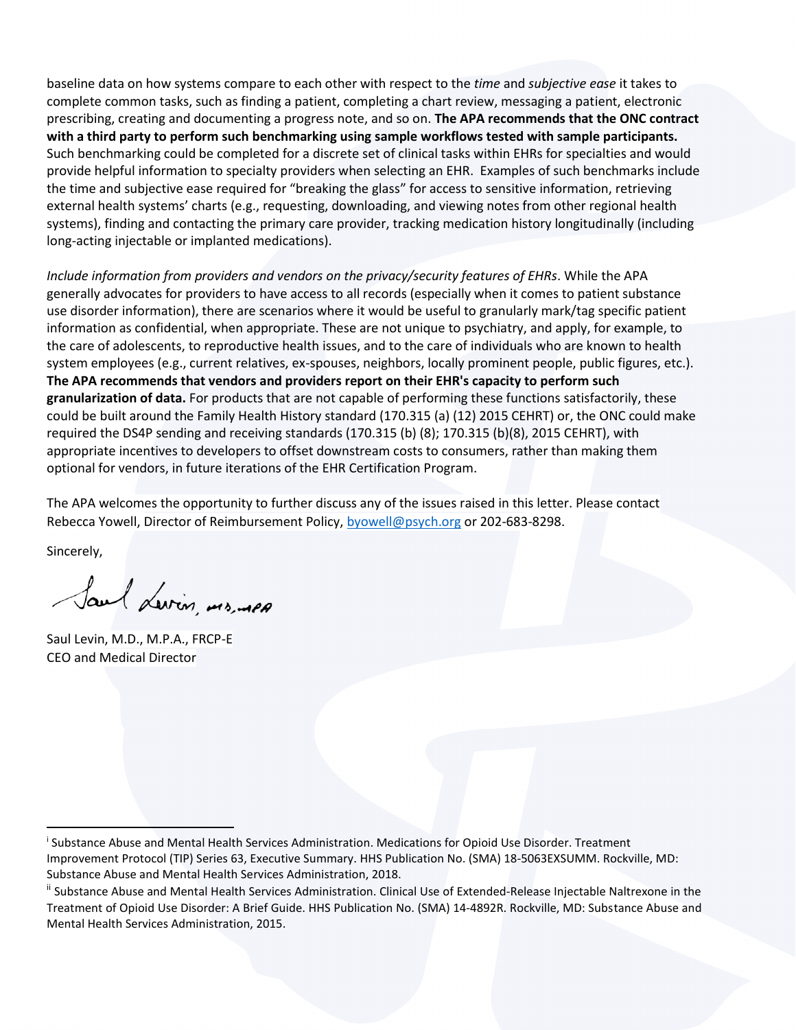baseline data on how systems compare to each other with respect to the *time* and *subjective ease* it takes to complete common tasks, such as finding a patient, completing a chart review, messaging a patient, electronic prescribing, creating and documenting a progress note, and so on. **The APA recommends that the ONC contract with a third party to perform such benchmarking using sample workflows tested with sample participants.** Such benchmarking could be completed for a discrete set of clinical tasks within EHRs for specialties and would provide helpful information to specialty providers when selecting an EHR. Examples of such benchmarks include the time and subjective ease required for "breaking the glass" for access to sensitive information, retrieving external health systems' charts (e.g., requesting, downloading, and viewing notes from other regional health systems), finding and contacting the primary care provider, tracking medication history longitudinally (including long-acting injectable or implanted medications).

*Include information from providers and vendors on the privacy/security features of EHRs*. While the APA generally advocates for providers to have access to all records (especially when it comes to patient substance use disorder information), there are scenarios where it would be useful to granularly mark/tag specific patient information as confidential, when appropriate. These are not unique to psychiatry, and apply, for example, to the care of adolescents, to reproductive health issues, and to the care of individuals who are known to health system employees (e.g., current relatives, ex-spouses, neighbors, locally prominent people, public figures, etc.). **The APA recommends that vendors and providers report on their EHR's capacity to perform such granularization of data.** For products that are not capable of performing these functions satisfactorily, these could be built around the Family Health History standard (170.315 (a) (12) 2015 CEHRT) or, the ONC could make required the DS4P sending and receiving standards (170.315 (b) (8); 170.315 (b)(8), 2015 CEHRT), with appropriate incentives to developers to offset downstream costs to consumers, rather than making them optional for vendors, in future iterations of the EHR Certification Program.

The APA welcomes the opportunity to further discuss any of the issues raised in this letter. Please contact Rebecca Yowell, Director of Reimbursement Policy, byowell@psych.org or 202-683-8298.

Sincerely,

Saul Levin, M.D., M.P.A., FRCP-E
CEO and Medical Director

---

[i] Substance Abuse and Mental Health Services Administration. Medications for Opioid Use Disorder. Treatment Improvement Protocol (TIP) Series 63, Executive Summary. HHS Publication No. (SMA) 18-5063EXSUMM. Rockville, MD: Substance Abuse and Mental Health Services Administration, 2018.

[ii] Substance Abuse and Mental Health Services Administration. Clinical Use of Extended-Release Injectable Naltrexone in the Treatment of Opioid Use Disorder: A Brief Guide. HHS Publication No. (SMA) 14-4892R. Rockville, MD: Substance Abuse and Mental Health Services Administration, 2015.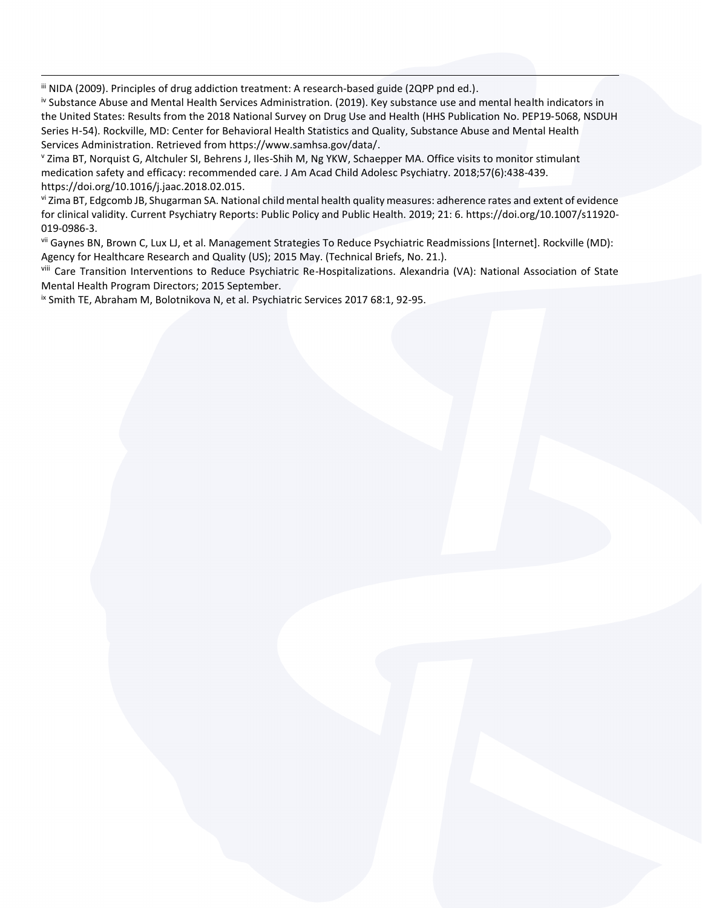[iii] NIDA (2009). Principles of drug addiction treatment: A research-based guide (2QPP pnd ed.).

[iv] Substance Abuse and Mental Health Services Administration. (2019). Key substance use and mental health indicators in the United States: Results from the 2018 National Survey on Drug Use and Health (HHS Publication No. PEP19-5068, NSDUH Series H-54). Rockville, MD: Center for Behavioral Health Statistics and Quality, Substance Abuse and Mental Health Services Administration. Retrieved from https://www.samhsa.gov/data/.

[v] Zima BT, Norquist G, Altchuler SI, Behrens J, Iles-Shih M, Ng YKW, Schaepper MA. Office visits to monitor stimulant medication safety and efficacy: recommended care. J Am Acad Child Adolesc Psychiatry. 2018;57(6):438-439. https://doi.org/10.1016/j.jaac.2018.02.015.

[vi] Zima BT, Edgcomb JB, Shugarman SA. National child mental health quality measures: adherence rates and extent of evidence for clinical validity. Current Psychiatry Reports: Public Policy and Public Health. 2019; 21: 6. https://doi.org/10.1007/s11920-019-0986-3.

[vii] Gaynes BN, Brown C, Lux LJ, et al. Management Strategies To Reduce Psychiatric Readmissions [Internet]. Rockville (MD): Agency for Healthcare Research and Quality (US); 2015 May. (Technical Briefs, No. 21.).

[viii] Care Transition Interventions to Reduce Psychiatric Re-Hospitalizations. Alexandria (VA): National Association of State Mental Health Program Directors; 2015 September.

[ix] Smith TE, Abraham M, Bolotnikova N, et al. Psychiatric Services 2017 68:1, 92-95.